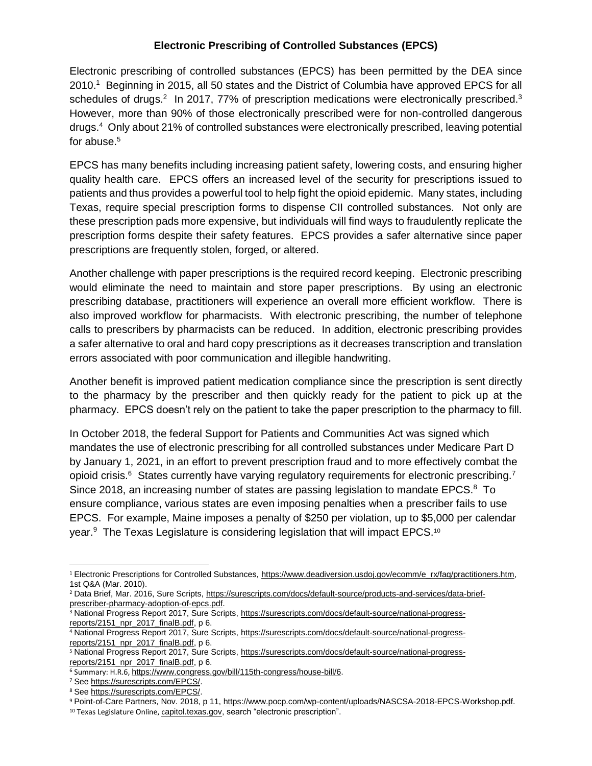# Electronic Prescribing of Controlled Substances (EPCS)

Electronic prescribing of controlled substances (EPCS) has been permitted by the DEA since 2010.[1] Beginning in 2015, all 50 states and the District of Columbia have approved EPCS for all schedules of drugs.[2] In 2017, 77% of prescription medications were electronically prescribed.[3] However, more than 90% of those electronically prescribed were for non-controlled dangerous drugs.[4] Only about 21% of controlled substances were electronically prescribed, leaving potential for abuse.[5]

EPCS has many benefits including increasing patient safety, lowering costs, and ensuring higher quality health care. EPCS offers an increased level of the security for prescriptions issued to patients and thus provides a powerful tool to help fight the opioid epidemic. Many states, including Texas, require special prescription forms to dispense CII controlled substances. Not only are these prescription pads more expensive, but individuals will find ways to fraudulently replicate the prescription forms despite their safety features. EPCS provides a safer alternative since paper prescriptions are frequently stolen, forged, or altered.

Another challenge with paper prescriptions is the required record keeping. Electronic prescribing would eliminate the need to maintain and store paper prescriptions. By using an electronic prescribing database, practitioners will experience an overall more efficient workflow. There is also improved workflow for pharmacists. With electronic prescribing, the number of telephone calls to prescribers by pharmacists can be reduced. In addition, electronic prescribing provides a safer alternative to oral and hard copy prescriptions as it decreases transcription and translation errors associated with poor communication and illegible handwriting.

Another benefit is improved patient medication compliance since the prescription is sent directly to the pharmacy by the prescriber and then quickly ready for the patient to pick up at the pharmacy. EPCS doesn't rely on the patient to take the paper prescription to the pharmacy to fill.

In October 2018, the federal Support for Patients and Communities Act was signed which mandates the use of electronic prescribing for all controlled substances under Medicare Part D by January 1, 2021, in an effort to prevent prescription fraud and to more effectively combat the opioid crisis.[6] States currently have varying regulatory requirements for electronic prescribing.[7] Since 2018, an increasing number of states are passing legislation to mandate EPCS.[8] To ensure compliance, various states are even imposing penalties when a prescriber fails to use EPCS. For example, Maine imposes a penalty of $250 per violation, up to $5,000 per calendar year.[9] The Texas Legislature is considering legislation that will impact EPCS.[10]

---

[1] Electronic Prescriptions for Controlled Substances, https://www.deadiversion.usdoj.gov/ecomm/e_rx/faq/practitioners.htm, 1st Q&A (Mar. 2010).

[2] Data Brief, Mar. 2016, Sure Scripts, https://surescripts.com/docs/default-source/products-and-services/data-brief-prescriber-pharmacy-adoption-of-epcs.pdf.

[3] National Progress Report 2017, Sure Scripts, https://surescripts.com/docs/default-source/national-progress-reports/2151_npr_2017_finalB.pdf, p 6.

[4] National Progress Report 2017, Sure Scripts, https://surescripts.com/docs/default-source/national-progress-reports/2151_npr_2017_finalB.pdf, p 6.

[5] National Progress Report 2017, Sure Scripts, https://surescripts.com/docs/default-source/national-progress-reports/2151_npr_2017_finalB.pdf, p 6.

[6] Summary: H.R.6, https://www.congress.gov/bill/115th-congress/house-bill/6.

[7] See https://surescripts.com/EPCS/.

[8] See https://surescripts.com/EPCS/.

[9] Point-of-Care Partners, Nov. 2018, p 11, https://www.pocp.com/wp-content/uploads/NASCSA-2018-EPCS-Workshop.pdf.

[10] Texas Legislature Online, capitol.texas.gov, search "electronic prescription".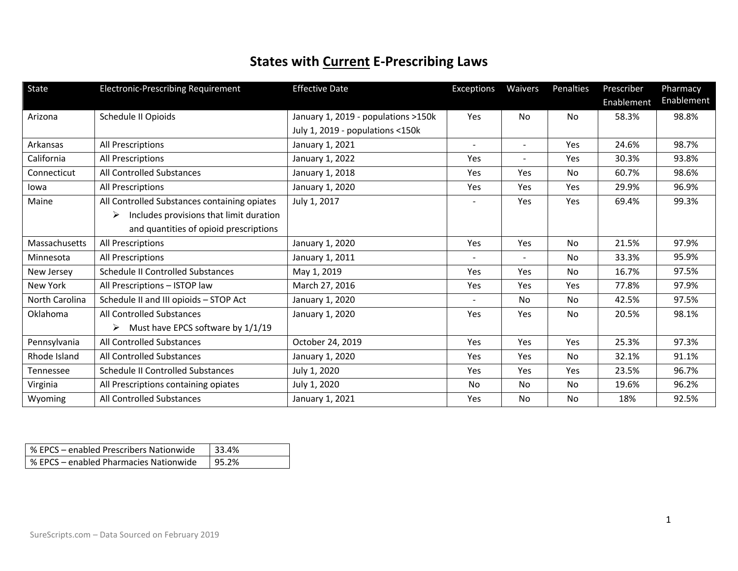# States with Current E-Prescribing Laws

| State | Electronic-Prescribing Requirement | Effective Date | Exceptions | Waivers | Penalties | Prescriber Enablement | Pharmacy Enablement |
|---|---|---|---|---|---|---|---|
| Arizona | Schedule II Opioids | January 1, 2019 - populations >150k<br>July 1, 2019 - populations <150k | Yes | No | No | 58.3% | 98.8% |
| Arkansas | All Prescriptions | January 1, 2021 | - | - | Yes | 24.6% | 98.7% |
| California | All Prescriptions | January 1, 2022 | Yes | - | Yes | 30.3% | 93.8% |
| Connecticut | All Controlled Substances | January 1, 2018 | Yes | Yes | No | 60.7% | 98.6% |
| Iowa | All Prescriptions | January 1, 2020 | Yes | Yes | Yes | 29.9% | 96.9% |
| Maine | All Controlled Substances containing opiates<br>➢ Includes provisions that limit duration and quantities of opioid prescriptions | July 1, 2017 | - | Yes | Yes | 69.4% | 99.3% |
| Massachusetts | All Prescriptions | January 1, 2020 | Yes | Yes | No | 21.5% | 97.9% |
| Minnesota | All Prescriptions | January 1, 2011 | - | - | No | 33.3% | 95.9% |
| New Jersey | Schedule II Controlled Substances | May 1, 2019 | Yes | Yes | No | 16.7% | 97.5% |
| New York | All Prescriptions – ISTOP law | March 27, 2016 | Yes | Yes | Yes | 77.8% | 97.9% |
| North Carolina | Schedule II and III opioids – STOP Act | January 1, 2020 | - | No | No | 42.5% | 97.5% |
| Oklahoma | All Controlled Substances<br>➢ Must have EPCS software by 1/1/19 | January 1, 2020 | Yes | Yes | No | 20.5% | 98.1% |
| Pennsylvania | All Controlled Substances | October 24, 2019 | Yes | Yes | Yes | 25.3% | 97.3% |
| Rhode Island | All Controlled Substances | January 1, 2020 | Yes | Yes | No | 32.1% | 91.1% |
| Tennessee | Schedule II Controlled Substances | July 1, 2020 | Yes | Yes | Yes | 23.5% | 96.7% |
| Virginia | All Prescriptions containing opiates | July 1, 2020 | No | No | No | 19.6% | 96.2% |
| Wyoming | All Controlled Substances | January 1, 2021 | Yes | No | No | 18% | 92.5% |

| % EPCS – enabled Prescribers Nationwide | 33.4% |
|---|---|
| % EPCS – enabled Pharmacies Nationwide | 95.2% |

SureScripts.com – Data Sourced on February 2019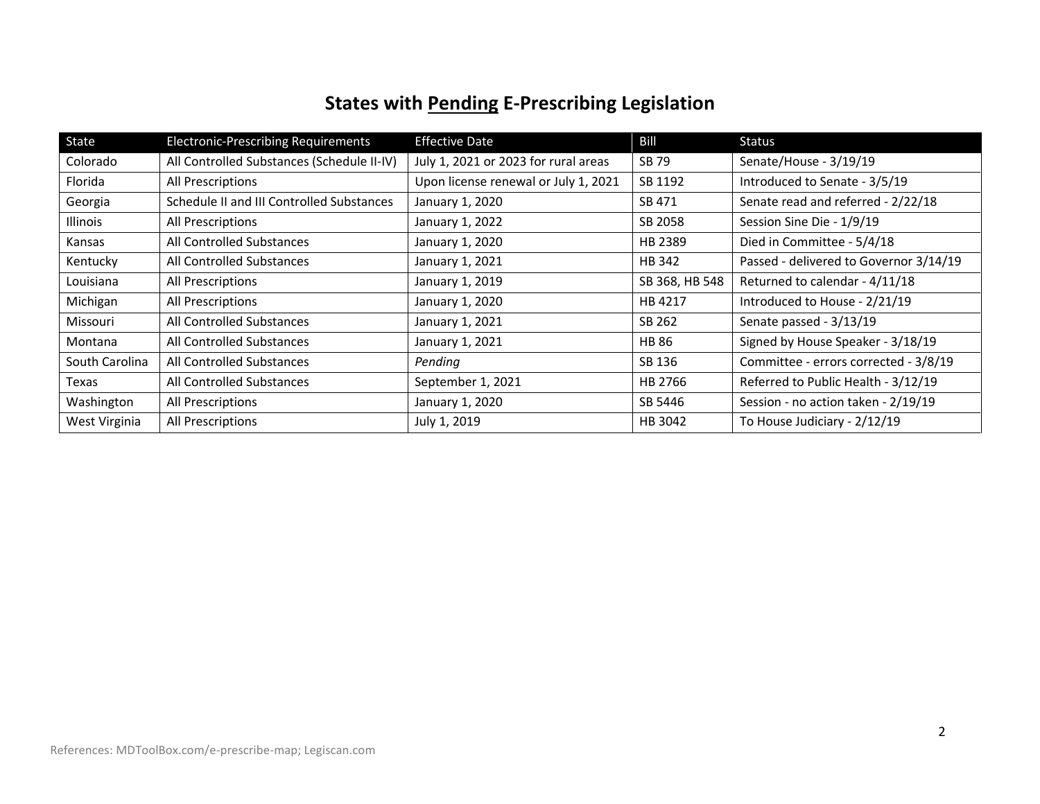# States with <u>Pending</u> E-Prescribing Legislation

| State | Electronic-Prescribing Requirements | Effective Date | Bill | Status |
|---|---|---|---|---|
| Colorado | All Controlled Substances (Schedule II-IV) | July 1, 2021 or 2023 for rural areas | SB 79 | Senate/House - 3/19/19 |
| Florida | All Prescriptions | Upon license renewal or July 1, 2021 | SB 1192 | Introduced to Senate - 3/5/19 |
| Georgia | Schedule II and III Controlled Substances | January 1, 2020 | SB 471 | Senate read and referred - 2/22/18 |
| Illinois | All Prescriptions | January 1, 2022 | SB 2058 | Session Sine Die - 1/9/19 |
| Kansas | All Controlled Substances | January 1, 2020 | HB 2389 | Died in Committee - 5/4/18 |
| Kentucky | All Controlled Substances | January 1, 2021 | HB 342 | Passed - delivered to Governor 3/14/19 |
| Louisiana | All Prescriptions | January 1, 2019 | SB 368, HB 548 | Returned to calendar - 4/11/18 |
| Michigan | All Prescriptions | January 1, 2020 | HB 4217 | Introduced to House - 2/21/19 |
| Missouri | All Controlled Substances | January 1, 2021 | SB 262 | Senate passed - 3/13/19 |
| Montana | All Controlled Substances | January 1, 2021 | HB 86 | Signed by House Speaker - 3/18/19 |
| South Carolina | All Controlled Substances | *Pending* | SB 136 | Committee - errors corrected - 3/8/19 |
| Texas | All Controlled Substances | September 1, 2021 | HB 2766 | Referred to Public Health - 3/12/19 |
| Washington | All Prescriptions | January 1, 2020 | SB 5446 | Session - no action taken - 2/19/19 |
| West Virginia | All Prescriptions | July 1, 2019 | HB 3042 | To House Judiciary - 2/12/19 |

References: MDToolBox.com/e-prescribe-map; Legiscan.com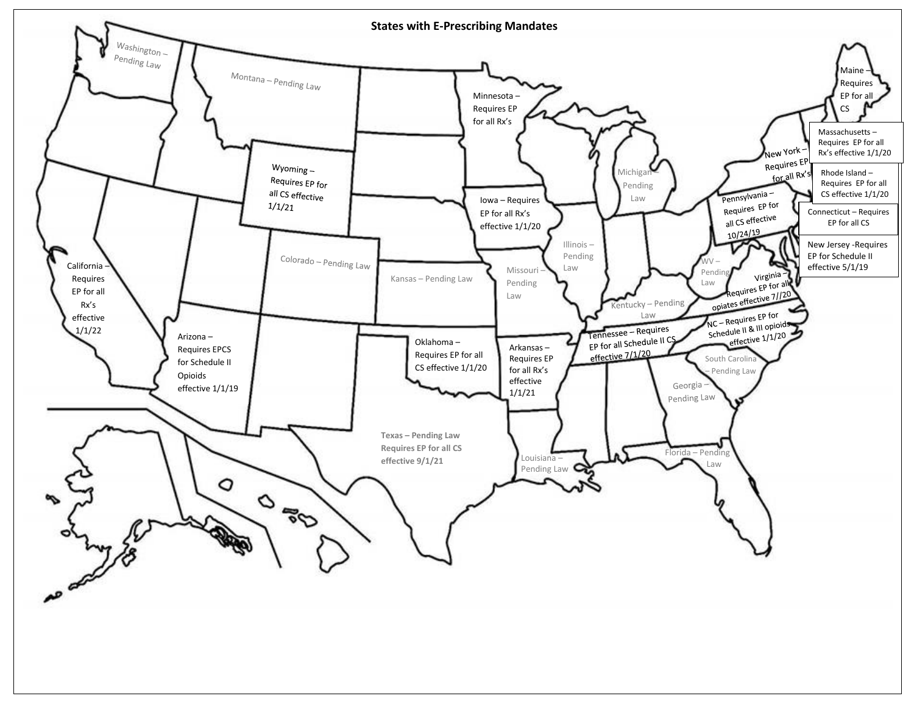## States with E-Prescribing Mandates

Washington – Pending Law

Montana – Pending Law

Minnesota – Requires EP for all Rx's

Maine – Requires EP for all CS

Massachusetts – Requires EP for all Rx's effective 1/1/20

New York – Requires EP for all Rx's

Rhode Island – Requires EP for all CS effective 1/1/20

Wyoming – Requires EP for all CS effective 1/1/21

Michigan – Pending Law

Iowa – Requires EP for all Rx's effective 1/1/20

Pennsylvania – Requires EP for all CS effective 10/24/19

Connecticut – Requires EP for all CS

New Jersey -Requires EP for Schedule II effective 5/1/19

Illinois – Pending Law

California – Requires EP for all Rx's effective 1/1/22

Colorado – Pending Law

Kansas – Pending Law

Missouri – Pending Law

WV – Pending Law

Virginia – Requires EP for all opiates effective 7//20

Kentucky – Pending Law

NC – Requires EP for Schedule II & III opioids effective 1/1/20

Arizona – Requires EPCS for Schedule II Opioids effective 1/1/19

Oklahoma – Requires EP for all CS effective 1/1/20

Arkansas – Requires EP for all Rx's effective 1/1/21

Tennessee – Requires EP for all Schedule II CS effective 7/1/20

South Carolina – Pending Law

Georgia – Pending Law

Texas – Pending Law Requires EP for all CS effective 9/1/21

Louisiana – Pending Law

Florida – Pending Law